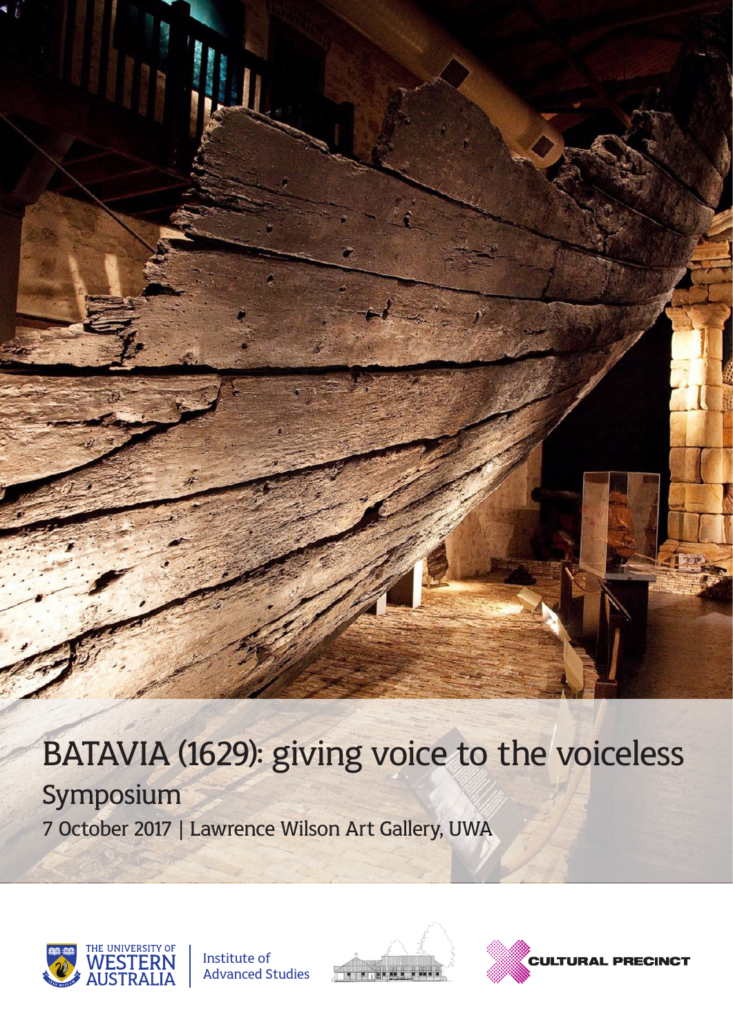# BATAVIA (1629): giving voice to the voiceless

## Symposium

7 October 2017 | Lawrence Wilson Art Gallery, UWA

THE UNIVERSITY OF WESTERN AUSTRALIA | Institute of Advanced Studies

CULTURAL PRECINCT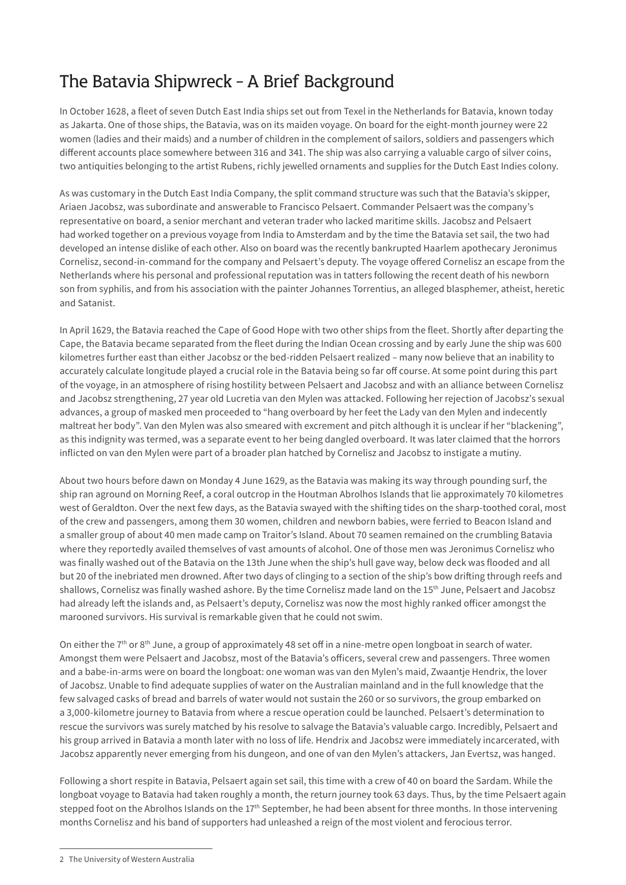# The Batavia Shipwreck - A Brief Background

In October 1628, a fleet of seven Dutch East India ships set out from Texel in the Netherlands for Batavia, known today as Jakarta. One of those ships, the Batavia, was on its maiden voyage. On board for the eight-month journey were 22 women (ladies and their maids) and a number of children in the complement of sailors, soldiers and passengers which different accounts place somewhere between 316 and 341. The ship was also carrying a valuable cargo of silver coins, two antiquities belonging to the artist Rubens, richly jewelled ornaments and supplies for the Dutch East Indies colony.

As was customary in the Dutch East India Company, the split command structure was such that the Batavia's skipper, Ariaen Jacobsz, was subordinate and answerable to Francisco Pelsaert. Commander Pelsaert was the company's representative on board, a senior merchant and veteran trader who lacked maritime skills. Jacobsz and Pelsaert had worked together on a previous voyage from India to Amsterdam and by the time the Batavia set sail, the two had developed an intense dislike of each other. Also on board was the recently bankrupted Haarlem apothecary Jeronimus Cornelisz, second-in-command for the company and Pelsaert's deputy. The voyage offered Cornelisz an escape from the Netherlands where his personal and professional reputation was in tatters following the recent death of his newborn son from syphilis, and from his association with the painter Johannes Torrentius, an alleged blasphemer, atheist, heretic and Satanist.

In April 1629, the Batavia reached the Cape of Good Hope with two other ships from the fleet. Shortly after departing the Cape, the Batavia became separated from the fleet during the Indian Ocean crossing and by early June the ship was 600 kilometres further east than either Jacobsz or the bed-ridden Pelsaert realized – many now believe that an inability to accurately calculate longitude played a crucial role in the Batavia being so far off course. At some point during this part of the voyage, in an atmosphere of rising hostility between Pelsaert and Jacobsz and with an alliance between Cornelisz and Jacobsz strengthening, 27 year old Lucretia van den Mylen was attacked. Following her rejection of Jacobsz's sexual advances, a group of masked men proceeded to "hang overboard by her feet the Lady van den Mylen and indecently maltreat her body". Van den Mylen was also smeared with excrement and pitch although it is unclear if her "blackening", as this indignity was termed, was a separate event to her being dangled overboard. It was later claimed that the horrors inflicted on van den Mylen were part of a broader plan hatched by Cornelisz and Jacobsz to instigate a mutiny.

About two hours before dawn on Monday 4 June 1629, as the Batavia was making its way through pounding surf, the ship ran aground on Morning Reef, a coral outcrop in the Houtman Abrolhos Islands that lie approximately 70 kilometres west of Geraldton. Over the next few days, as the Batavia swayed with the shifting tides on the sharp-toothed coral, most of the crew and passengers, among them 30 women, children and newborn babies, were ferried to Beacon Island and a smaller group of about 40 men made camp on Traitor's Island. About 70 seamen remained on the crumbling Batavia where they reportedly availed themselves of vast amounts of alcohol. One of those men was Jeronimus Cornelisz who was finally washed out of the Batavia on the 13th June when the ship's hull gave way, below deck was flooded and all but 20 of the inebriated men drowned. After two days of clinging to a section of the ship's bow drifting through reefs and shallows, Cornelisz was finally washed ashore. By the time Cornelisz made land on the 15th June, Pelsaert and Jacobsz had already left the islands and, as Pelsaert's deputy, Cornelisz was now the most highly ranked officer amongst the marooned survivors. His survival is remarkable given that he could not swim.

On either the 7th or 8th June, a group of approximately 48 set off in a nine-metre open longboat in search of water. Amongst them were Pelsaert and Jacobsz, most of the Batavia's officers, several crew and passengers. Three women and a babe-in-arms were on board the longboat: one woman was van den Mylen's maid, Zwaantje Hendrix, the lover of Jacobsz. Unable to find adequate supplies of water on the Australian mainland and in the full knowledge that the few salvaged casks of bread and barrels of water would not sustain the 260 or so survivors, the group embarked on a 3,000-kilometre journey to Batavia from where a rescue operation could be launched. Pelsaert's determination to rescue the survivors was surely matched by his resolve to salvage the Batavia's valuable cargo. Incredibly, Pelsaert and his group arrived in Batavia a month later with no loss of life. Hendrix and Jacobsz were immediately incarcerated, with Jacobsz apparently never emerging from his dungeon, and one of van den Mylen's attackers, Jan Evertsz, was hanged.

Following a short respite in Batavia, Pelsaert again set sail, this time with a crew of 40 on board the Sardam. While the longboat voyage to Batavia had taken roughly a month, the return journey took 63 days. Thus, by the time Pelsaert again stepped foot on the Abrolhos Islands on the 17th September, he had been absent for three months. In those intervening months Cornelisz and his band of supporters had unleashed a reign of the most violent and ferocious terror.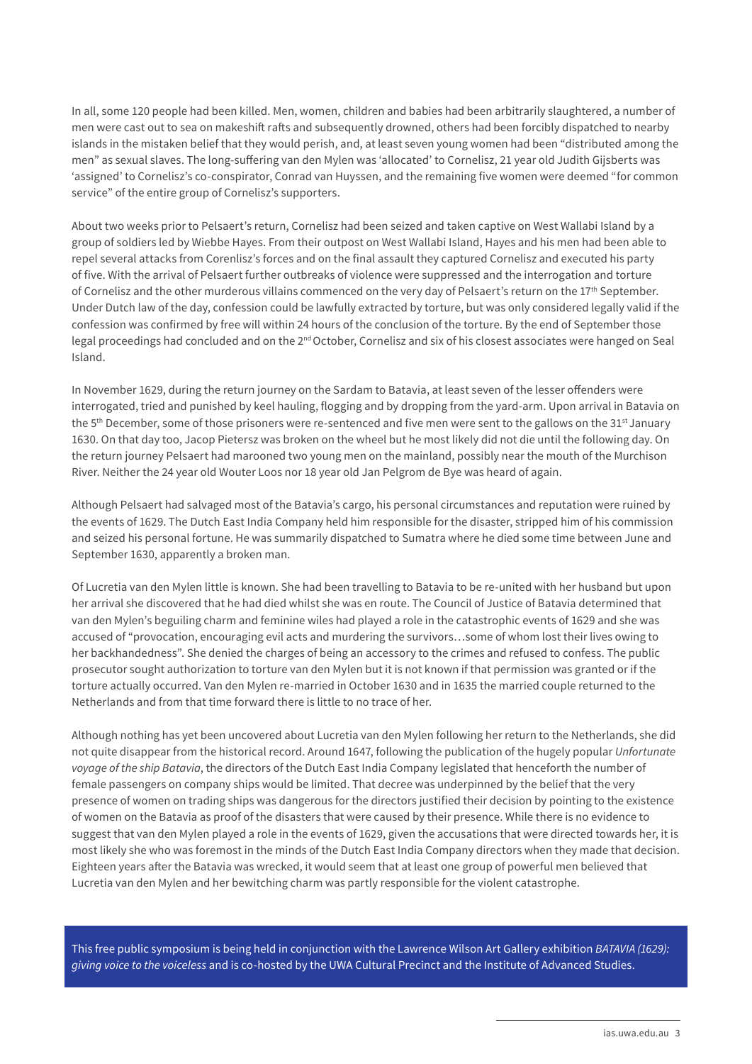In all, some 120 people had been killed. Men, women, children and babies had been arbitrarily slaughtered, a number of men were cast out to sea on makeshift rafts and subsequently drowned, others had been forcibly dispatched to nearby islands in the mistaken belief that they would perish, and, at least seven young women had been "distributed among the men" as sexual slaves. The long-suffering van den Mylen was 'allocated' to Cornelisz, 21 year old Judith Gijsberts was 'assigned' to Cornelisz's co-conspirator, Conrad van Huyssen, and the remaining five women were deemed "for common service" of the entire group of Cornelisz's supporters.

About two weeks prior to Pelsaert's return, Cornelisz had been seized and taken captive on West Wallabi Island by a group of soldiers led by Wiebbe Hayes. From their outpost on West Wallabi Island, Hayes and his men had been able to repel several attacks from Corenlisz's forces and on the final assault they captured Cornelisz and executed his party of five. With the arrival of Pelsaert further outbreaks of violence were suppressed and the interrogation and torture of Cornelisz and the other murderous villains commenced on the very day of Pelsaert's return on the 17th September. Under Dutch law of the day, confession could be lawfully extracted by torture, but was only considered legally valid if the confession was confirmed by free will within 24 hours of the conclusion of the torture. By the end of September those legal proceedings had concluded and on the 2nd October, Cornelisz and six of his closest associates were hanged on Seal Island.

In November 1629, during the return journey on the Sardam to Batavia, at least seven of the lesser offenders were interrogated, tried and punished by keel hauling, flogging and by dropping from the yard-arm. Upon arrival in Batavia on the 5th December, some of those prisoners were re-sentenced and five men were sent to the gallows on the 31st January 1630. On that day too, Jacop Pietersz was broken on the wheel but he most likely did not die until the following day. On the return journey Pelsaert had marooned two young men on the mainland, possibly near the mouth of the Murchison River. Neither the 24 year old Wouter Loos nor 18 year old Jan Pelgrom de Bye was heard of again.

Although Pelsaert had salvaged most of the Batavia's cargo, his personal circumstances and reputation were ruined by the events of 1629. The Dutch East India Company held him responsible for the disaster, stripped him of his commission and seized his personal fortune. He was summarily dispatched to Sumatra where he died some time between June and September 1630, apparently a broken man.

Of Lucretia van den Mylen little is known. She had been travelling to Batavia to be re-united with her husband but upon her arrival she discovered that he had died whilst she was en route. The Council of Justice of Batavia determined that van den Mylen's beguiling charm and feminine wiles had played a role in the catastrophic events of 1629 and she was accused of "provocation, encouraging evil acts and murdering the survivors…some of whom lost their lives owing to her backhandedness". She denied the charges of being an accessory to the crimes and refused to confess. The public prosecutor sought authorization to torture van den Mylen but it is not known if that permission was granted or if the torture actually occurred. Van den Mylen re-married in October 1630 and in 1635 the married couple returned to the Netherlands and from that time forward there is little to no trace of her.

Although nothing has yet been uncovered about Lucretia van den Mylen following her return to the Netherlands, she did not quite disappear from the historical record. Around 1647, following the publication of the hugely popular *Unfortunate voyage of the ship Batavia*, the directors of the Dutch East India Company legislated that henceforth the number of female passengers on company ships would be limited. That decree was underpinned by the belief that the very presence of women on trading ships was dangerous for the directors justified their decision by pointing to the existence of women on the Batavia as proof of the disasters that were caused by their presence. While there is no evidence to suggest that van den Mylen played a role in the events of 1629, given the accusations that were directed towards her, it is most likely she who was foremost in the minds of the Dutch East India Company directors when they made that decision. Eighteen years after the Batavia was wrecked, it would seem that at least one group of powerful men believed that Lucretia van den Mylen and her bewitching charm was partly responsible for the violent catastrophe.

This free public symposium is being held in conjunction with the Lawrence Wilson Art Gallery exhibition *BATAVIA (1629): giving voice to the voiceless* and is co-hosted by the UWA Cultural Precinct and the Institute of Advanced Studies.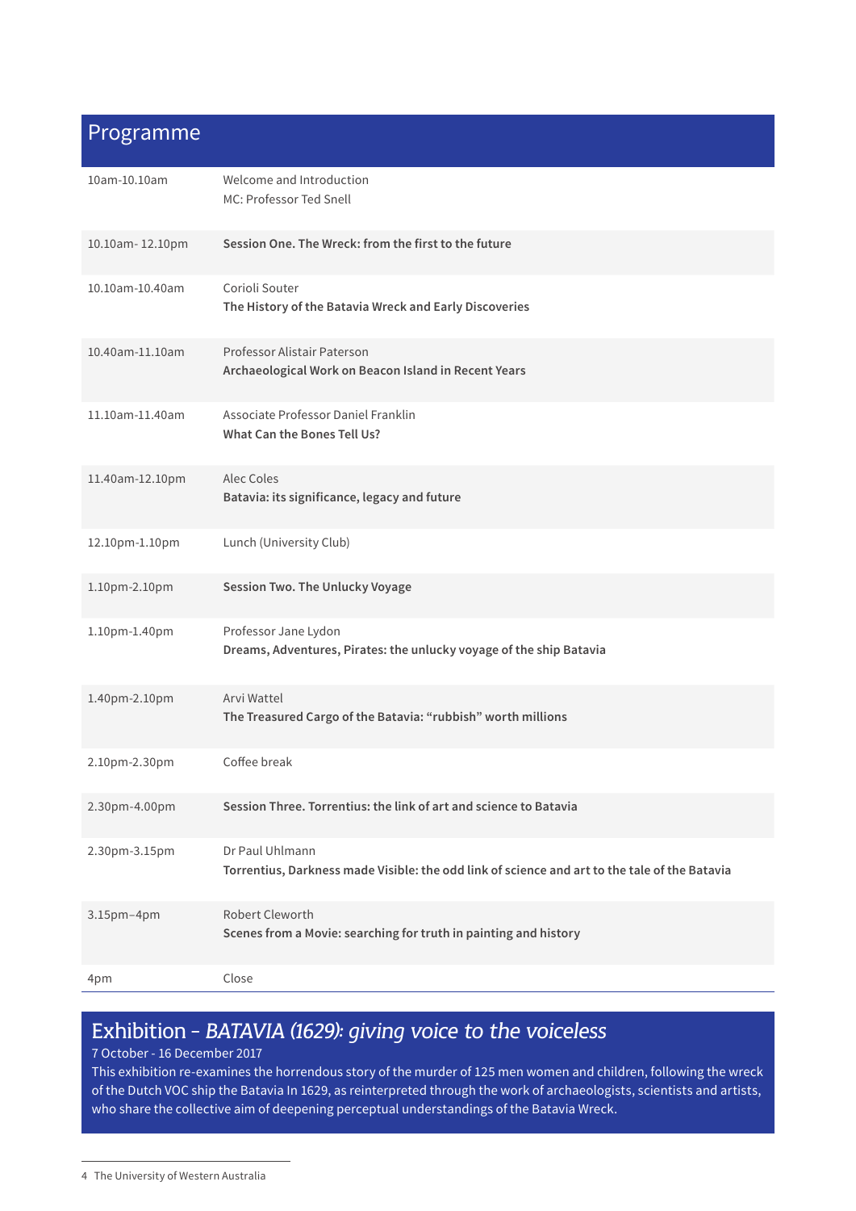## Programme

| | |
|---|---|
| 10am-10.10am | Welcome and Introduction<br>MC: Professor Ted Snell |
| 10.10am- 12.10pm | **Session One. The Wreck: from the first to the future** |
| 10.10am-10.40am | Corioli Souter<br>**The History of the Batavia Wreck and Early Discoveries** |
| 10.40am-11.10am | Professor Alistair Paterson<br>**Archaeological Work on Beacon Island in Recent Years** |
| 11.10am-11.40am | Associate Professor Daniel Franklin<br>**What Can the Bones Tell Us?** |
| 11.40am-12.10pm | Alec Coles<br>**Batavia: its significance, legacy and future** |
| 12.10pm-1.10pm | Lunch (University Club) |
| 1.10pm-2.10pm | **Session Two. The Unlucky Voyage** |
| 1.10pm-1.40pm | Professor Jane Lydon<br>**Dreams, Adventures, Pirates: the unlucky voyage of the ship Batavia** |
| 1.40pm-2.10pm | Arvi Wattel<br>**The Treasured Cargo of the Batavia: “rubbish” worth millions** |
| 2.10pm-2.30pm | Coffee break |
| 2.30pm-4.00pm | **Session Three. Torrentius: the link of art and science to Batavia** |
| 2.30pm-3.15pm | Dr Paul Uhlmann<br>**Torrentius, Darkness made Visible: the odd link of science and art to the tale of the Batavia** |
| 3.15pm–4pm | Robert Cleworth<br>**Scenes from a Movie: searching for truth in painting and history** |
| 4pm | Close |

## Exhibition - *BATAVIA (1629): giving voice to the voiceless*

7 October - 16 December 2017

This exhibition re-examines the horrendous story of the murder of 125 men women and children, following the wreck of the Dutch VOC ship the Batavia In 1629, as reinterpreted through the work of archaeologists, scientists and artists, who share the collective aim of deepening perceptual understandings of the Batavia Wreck.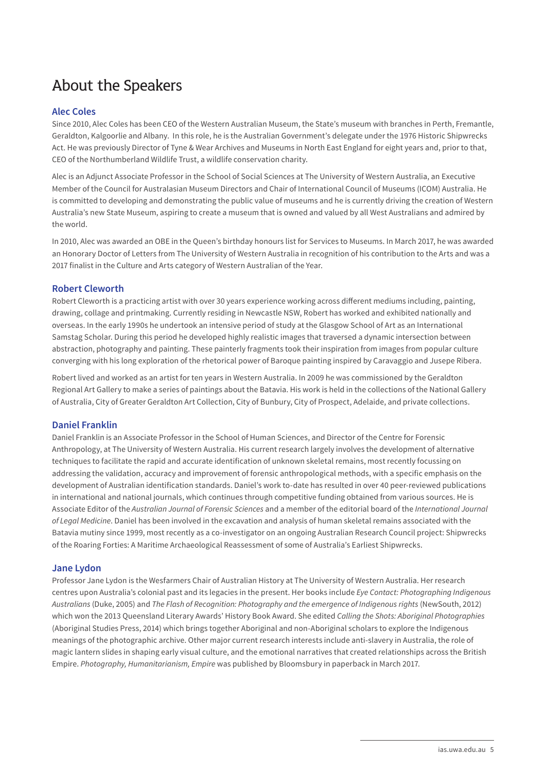# About the Speakers

## Alec Coles

Since 2010, Alec Coles has been CEO of the Western Australian Museum, the State's museum with branches in Perth, Fremantle, Geraldton, Kalgoorlie and Albany. In this role, he is the Australian Government's delegate under the 1976 Historic Shipwrecks Act. He was previously Director of Tyne & Wear Archives and Museums in North East England for eight years and, prior to that, CEO of the Northumberland Wildlife Trust, a wildlife conservation charity.

Alec is an Adjunct Associate Professor in the School of Social Sciences at The University of Western Australia, an Executive Member of the Council for Australasian Museum Directors and Chair of International Council of Museums (ICOM) Australia. He is committed to developing and demonstrating the public value of museums and he is currently driving the creation of Western Australia's new State Museum, aspiring to create a museum that is owned and valued by all West Australians and admired by the world.

In 2010, Alec was awarded an OBE in the Queen's birthday honours list for Services to Museums. In March 2017, he was awarded an Honorary Doctor of Letters from The University of Western Australia in recognition of his contribution to the Arts and was a 2017 finalist in the Culture and Arts category of Western Australian of the Year.

## Robert Cleworth

Robert Cleworth is a practicing artist with over 30 years experience working across different mediums including, painting, drawing, collage and printmaking. Currently residing in Newcastle NSW, Robert has worked and exhibited nationally and overseas. In the early 1990s he undertook an intensive period of study at the Glasgow School of Art as an International Samstag Scholar. During this period he developed highly realistic images that traversed a dynamic intersection between abstraction, photography and painting. These painterly fragments took their inspiration from images from popular culture converging with his long exploration of the rhetorical power of Baroque painting inspired by Caravaggio and Jusepe Ribera.

Robert lived and worked as an artist for ten years in Western Australia. In 2009 he was commissioned by the Geraldton Regional Art Gallery to make a series of paintings about the Batavia. His work is held in the collections of the National Gallery of Australia, City of Greater Geraldton Art Collection, City of Bunbury, City of Prospect, Adelaide, and private collections.

## Daniel Franklin

Daniel Franklin is an Associate Professor in the School of Human Sciences, and Director of the Centre for Forensic Anthropology, at The University of Western Australia. His current research largely involves the development of alternative techniques to facilitate the rapid and accurate identification of unknown skeletal remains, most recently focussing on addressing the validation, accuracy and improvement of forensic anthropological methods, with a specific emphasis on the development of Australian identification standards. Daniel's work to-date has resulted in over 40 peer-reviewed publications in international and national journals, which continues through competitive funding obtained from various sources. He is Associate Editor of the *Australian Journal of Forensic Sciences* and a member of the editorial board of the *International Journal of Legal Medicine*. Daniel has been involved in the excavation and analysis of human skeletal remains associated with the Batavia mutiny since 1999, most recently as a co-investigator on an ongoing Australian Research Council project: Shipwrecks of the Roaring Forties: A Maritime Archaeological Reassessment of some of Australia's Earliest Shipwrecks.

## Jane Lydon

Professor Jane Lydon is the Wesfarmers Chair of Australian History at The University of Western Australia. Her research centres upon Australia's colonial past and its legacies in the present. Her books include *Eye Contact: Photographing Indigenous Australians* (Duke, 2005) and *The Flash of Recognition: Photography and the emergence of Indigenous rights* (NewSouth, 2012) which won the 2013 Queensland Literary Awards' History Book Award. She edited *Calling the Shots: Aboriginal Photographies* (Aboriginal Studies Press, 2014) which brings together Aboriginal and non-Aboriginal scholars to explore the Indigenous meanings of the photographic archive. Other major current research interests include anti-slavery in Australia, the role of magic lantern slides in shaping early visual culture, and the emotional narratives that created relationships across the British Empire. *Photography, Humanitarianism, Empire* was published by Bloomsbury in paperback in March 2017.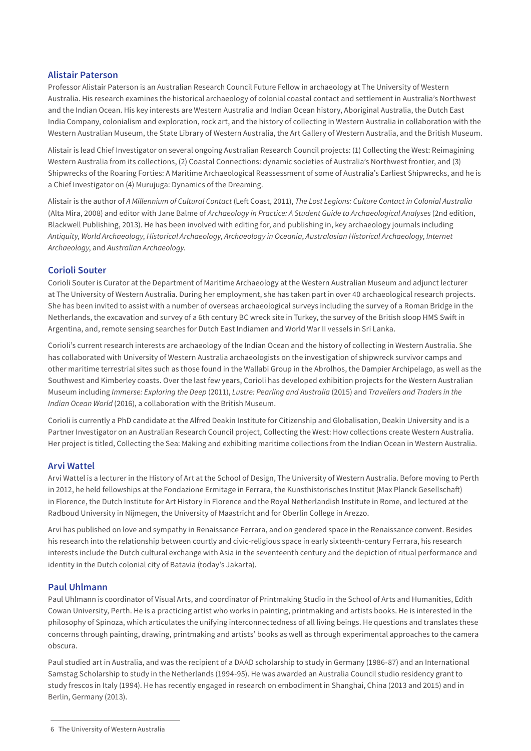## Alistair Paterson

Professor Alistair Paterson is an Australian Research Council Future Fellow in archaeology at The University of Western Australia. His research examines the historical archaeology of colonial coastal contact and settlement in Australia's Northwest and the Indian Ocean. His key interests are Western Australia and Indian Ocean history, Aboriginal Australia, the Dutch East India Company, colonialism and exploration, rock art, and the history of collecting in Western Australia in collaboration with the Western Australian Museum, the State Library of Western Australia, the Art Gallery of Western Australia, and the British Museum.

Alistair is lead Chief Investigator on several ongoing Australian Research Council projects: (1) Collecting the West: Reimagining Western Australia from its collections, (2) Coastal Connections: dynamic societies of Australia's Northwest frontier, and (3) Shipwrecks of the Roaring Forties: A Maritime Archaeological Reassessment of some of Australia's Earliest Shipwrecks, and he is a Chief Investigator on (4) Murujuga: Dynamics of the Dreaming.

Alistair is the author of *A Millennium of Cultural Contact* (Left Coast, 2011), *The Lost Legions: Culture Contact in Colonial Australia* (Alta Mira, 2008) and editor with Jane Balme of *Archaeology in Practice: A Student Guide to Archaeological Analyses* (2nd edition, Blackwell Publishing, 2013). He has been involved with editing for, and publishing in, key archaeology journals including *Antiquity*, *World Archaeology*, *Historical Archaeology*, *Archaeology in Oceania*, *Australasian Historical Archaeology*, *Internet Archaeology*, and *Australian Archaeology*.

## Corioli Souter

Corioli Souter is Curator at the Department of Maritime Archaeology at the Western Australian Museum and adjunct lecturer at The University of Western Australia. During her employment, she has taken part in over 40 archaeological research projects. She has been invited to assist with a number of overseas archaeological surveys including the survey of a Roman Bridge in the Netherlands, the excavation and survey of a 6th century BC wreck site in Turkey, the survey of the British sloop HMS Swift in Argentina, and, remote sensing searches for Dutch East Indiamen and World War II vessels in Sri Lanka.

Corioli's current research interests are archaeology of the Indian Ocean and the history of collecting in Western Australia. She has collaborated with University of Western Australia archaeologists on the investigation of shipwreck survivor camps and other maritime terrestrial sites such as those found in the Wallabi Group in the Abrolhos, the Dampier Archipelago, as well as the Southwest and Kimberley coasts. Over the last few years, Corioli has developed exhibition projects for the Western Australian Museum including *Immerse: Exploring the Deep* (2011), *Lustre: Pearling and Australia* (2015) and *Travellers and Traders in the Indian Ocean World* (2016), a collaboration with the British Museum.

Corioli is currently a PhD candidate at the Alfred Deakin Institute for Citizenship and Globalisation, Deakin University and is a Partner Investigator on an Australian Research Council project, Collecting the West: How collections create Western Australia. Her project is titled, Collecting the Sea: Making and exhibiting maritime collections from the Indian Ocean in Western Australia.

## Arvi Wattel

Arvi Wattel is a lecturer in the History of Art at the School of Design, The University of Western Australia. Before moving to Perth in 2012, he held fellowships at the Fondazione Ermitage in Ferrara, the Kunsthistorisches Institut (Max Planck Gesellschaft) in Florence, the Dutch Institute for Art History in Florence and the Royal Netherlandish Institute in Rome, and lectured at the Radboud University in Nijmegen, the University of Maastricht and for Oberlin College in Arezzo.

Arvi has published on love and sympathy in Renaissance Ferrara, and on gendered space in the Renaissance convent. Besides his research into the relationship between courtly and civic-religious space in early sixteenth-century Ferrara, his research interests include the Dutch cultural exchange with Asia in the seventeenth century and the depiction of ritual performance and identity in the Dutch colonial city of Batavia (today's Jakarta).

## Paul Uhlmann

Paul Uhlmann is coordinator of Visual Arts, and coordinator of Printmaking Studio in the School of Arts and Humanities, Edith Cowan University, Perth. He is a practicing artist who works in painting, printmaking and artists books. He is interested in the philosophy of Spinoza, which articulates the unifying interconnectedness of all living beings. He questions and translates these concerns through painting, drawing, printmaking and artists' books as well as through experimental approaches to the camera obscura.

Paul studied art in Australia, and was the recipient of a DAAD scholarship to study in Germany (1986-87) and an International Samstag Scholarship to study in the Netherlands (1994-95). He was awarded an Australia Council studio residency grant to study frescos in Italy (1994). He has recently engaged in research on embodiment in Shanghai, China (2013 and 2015) and in Berlin, Germany (2013).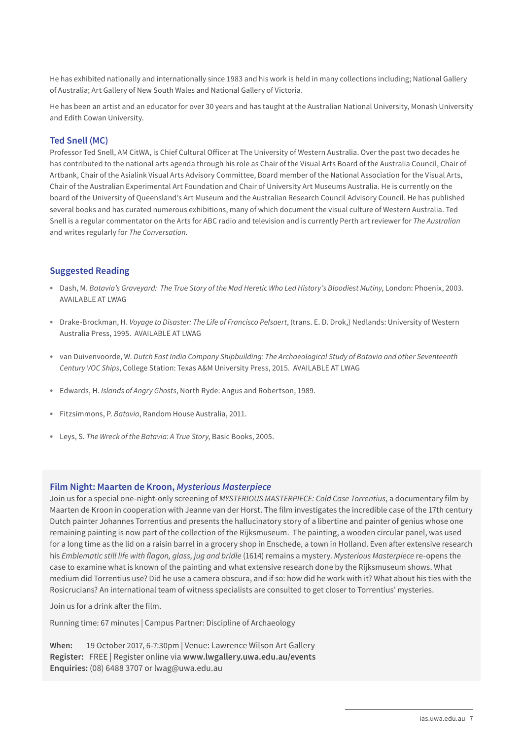He has exhibited nationally and internationally since 1983 and his work is held in many collections including; National Gallery of Australia; Art Gallery of New South Wales and National Gallery of Victoria.

He has been an artist and an educator for over 30 years and has taught at the Australian National University, Monash University and Edith Cowan University.

### Ted Snell (MC)

Professor Ted Snell, AM CitWA, is Chief Cultural Officer at The University of Western Australia. Over the past two decades he has contributed to the national arts agenda through his role as Chair of the Visual Arts Board of the Australia Council, Chair of Artbank, Chair of the Asialink Visual Arts Advisory Committee, Board member of the National Association for the Visual Arts, Chair of the Australian Experimental Art Foundation and Chair of University Art Museums Australia. He is currently on the board of the University of Queensland's Art Museum and the Australian Research Council Advisory Council. He has published several books and has curated numerous exhibitions, many of which document the visual culture of Western Australia. Ted Snell is a regular commentator on the Arts for ABC radio and television and is currently Perth art reviewer for *The Australian* and writes regularly for *The Conversation*.

## Suggested Reading

- Dash, M. *Batavia's Graveyard: The True Story of the Mad Heretic Who Led History's Bloodiest Mutiny*, London: Phoenix, 2003. AVAILABLE AT LWAG
- Drake-Brockman, H. *Voyage to Disaster: The Life of Francisco Pelsaert*, (trans. E. D. Drok,) Nedlands: University of Western Australia Press, 1995. AVAILABLE AT LWAG
- van Duivenvoorde, W. *Dutch East India Company Shipbuilding: The Archaeological Study of Batavia and other Seventeenth Century VOC Ships*, College Station: Texas A&M University Press, 2015. AVAILABLE AT LWAG
- Edwards, H. *Islands of Angry Ghosts*, North Ryde: Angus and Robertson, 1989.
- Fitzsimmons, P. *Batavia*, Random House Australia, 2011.
- Leys, S. *The Wreck of the Batavia: A True Story*, Basic Books, 2005.

### Film Night: Maarten de Kroon, *Mysterious Masterpiece*

Join us for a special one-night-only screening of *MYSTERIOUS MASTERPIECE: Cold Case Torrentius*, a documentary film by Maarten de Kroon in cooperation with Jeanne van der Horst. The film investigates the incredible case of the 17th century Dutch painter Johannes Torrentius and presents the hallucinatory story of a libertine and painter of genius whose one remaining painting is now part of the collection of the Rijksmuseum. The painting, a wooden circular panel, was used for a long time as the lid on a raisin barrel in a grocery shop in Enschede, a town in Holland. Even after extensive research his *Emblematic still life with flagon, glass, jug and bridle* (1614) remains a mystery. *Mysterious Masterpiece* re-opens the case to examine what is known of the painting and what extensive research done by the Rijksmuseum shows. What medium did Torrentius use? Did he use a camera obscura, and if so: how did he work with it? What about his ties with the Rosicrucians? An international team of witness specialists are consulted to get closer to Torrentius' mysteries.

Join us for a drink after the film.

Running time: 67 minutes | Campus Partner: Discipline of Archaeology

**When:** 19 October 2017, 6-7:30pm | Venue: Lawrence Wilson Art Gallery
**Register:** FREE | Register online via **www.lwgallery.uwa.edu.au/events**
**Enquiries:** (08) 6488 3707 or lwag@uwa.edu.au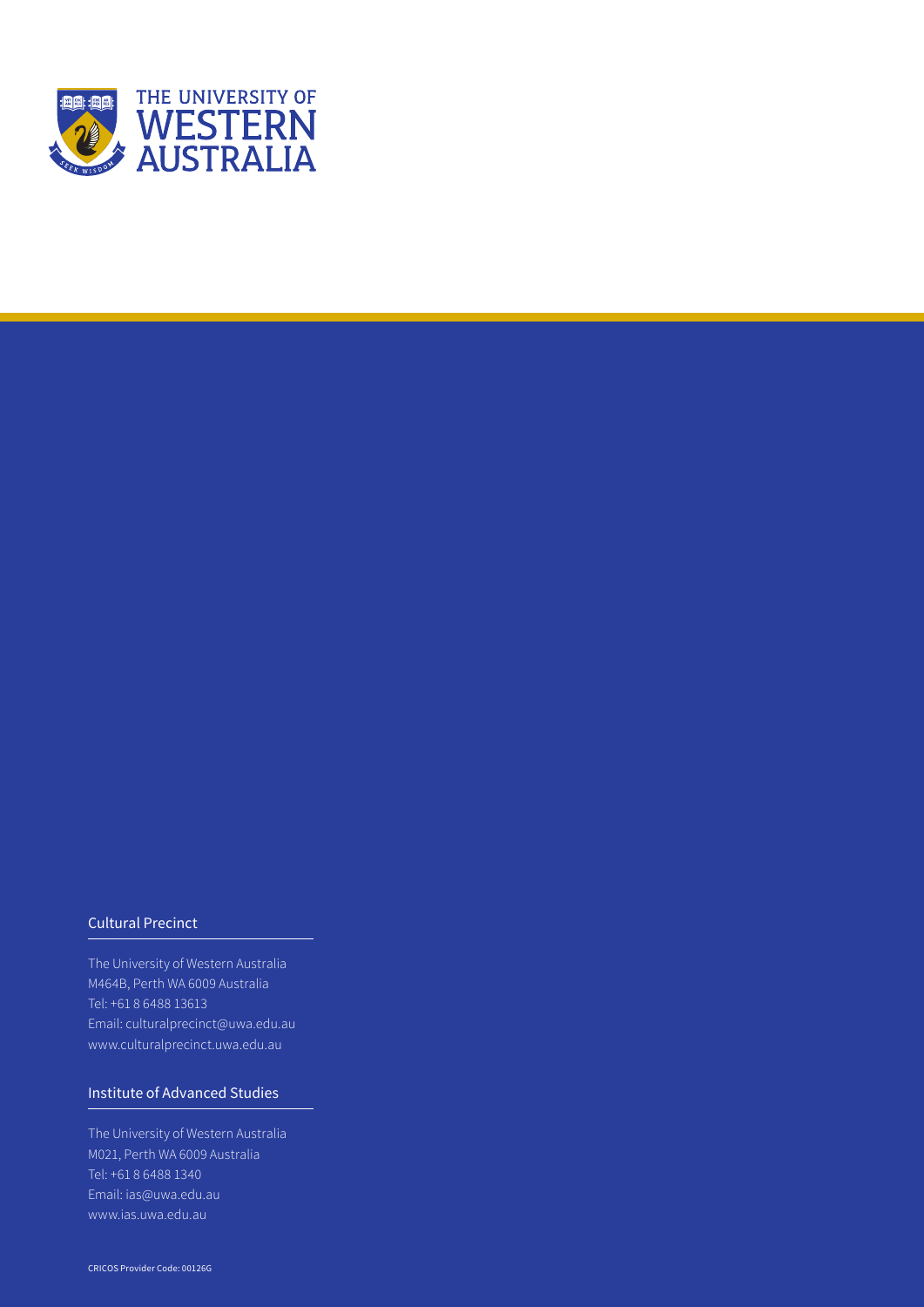THE UNIVERSITY OF WESTERN AUSTRALIA

## Cultural Precinct

The University of Western Australia
M464B, Perth WA 6009 Australia
Tel: +61 8 6488 13613
Email: culturalprecinct@uwa.edu.au
www.culturalprecinct.uwa.edu.au

## Institute of Advanced Studies

The University of Western Australia
M021, Perth WA 6009 Australia
Tel: +61 8 6488 1340
Email: ias@uwa.edu.au
www.ias.uwa.edu.au

CRICOS Provider Code: 00126G